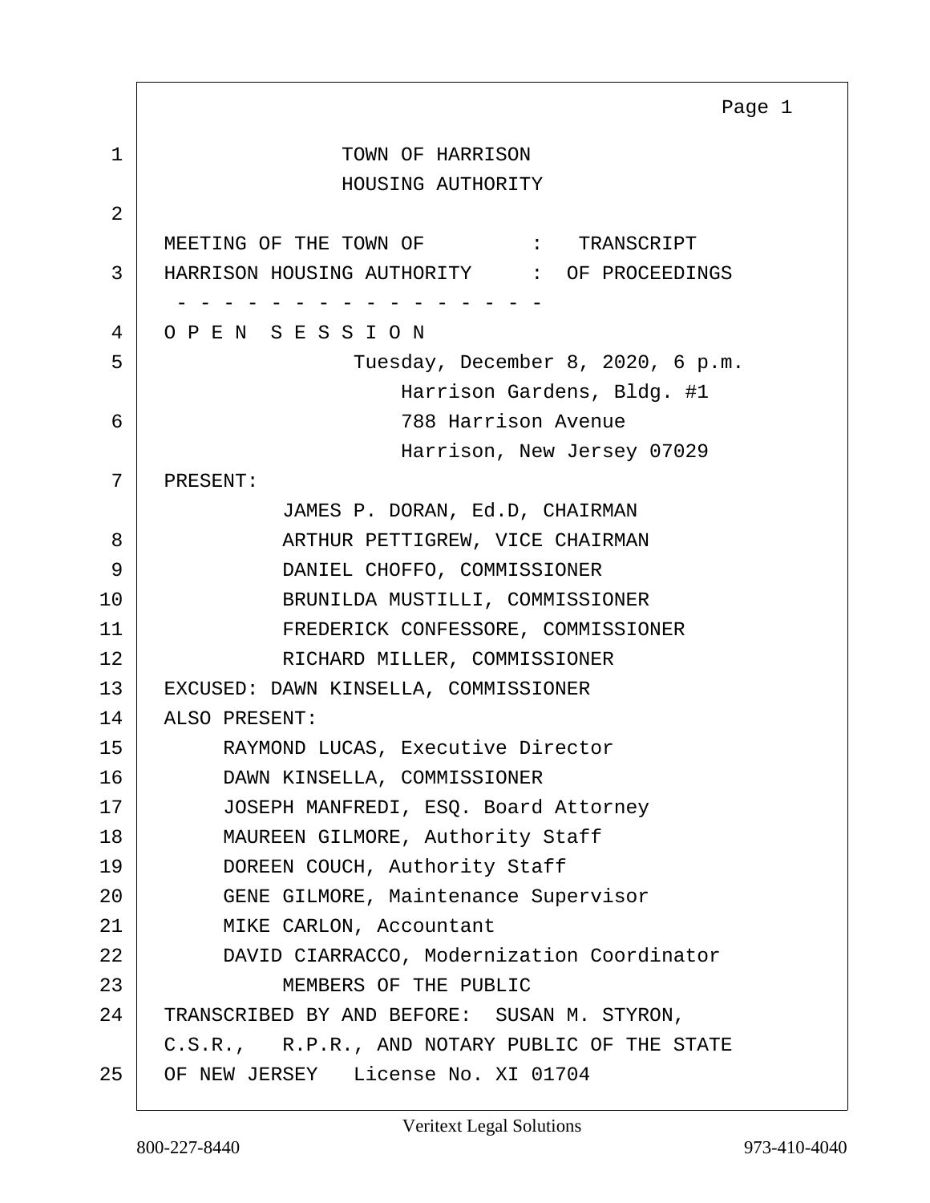TOWN OF HARRISON
HOUSING AUTHORITY

MEETING OF THE TOWN OF : TRANSCRIPT
HARRISON HOUSING AUTHORITY : OF PROCEEDINGS
- - - - - - - - - - - - - - - - -

O P E N S E S S I O N

Tuesday, December 8, 2020, 6 p.m.
Harrison Gardens, Bldg. #1
788 Harrison Avenue
Harrison, New Jersey 07029

PRESENT:

JAMES P. DORAN, Ed.D, CHAIRMAN
ARTHUR PETTIGREW, VICE CHAIRMAN
DANIEL CHOFFO, COMMISSIONER
BRUNILDA MUSTILLI, COMMISSIONER
FREDERICK CONFESSORE, COMMISSIONER
RICHARD MILLER, COMMISSIONER

EXCUSED: DAWN KINSELLA, COMMISSIONER

ALSO PRESENT:

RAYMOND LUCAS, Executive Director
DAWN KINSELLA, COMMISSIONER
JOSEPH MANFREDI, ESQ. Board Attorney
MAUREEN GILMORE, Authority Staff
DOREEN COUCH, Authority Staff
GENE GILMORE, Maintenance Supervisor
MIKE CARLON, Accountant
DAVID CIARRACCO, Modernization Coordinator
MEMBERS OF THE PUBLIC

TRANSCRIBED BY AND BEFORE: SUSAN M. STYRON, C.S.R., R.P.R., AND NOTARY PUBLIC OF THE STATE OF NEW JERSEY License No. XI 01704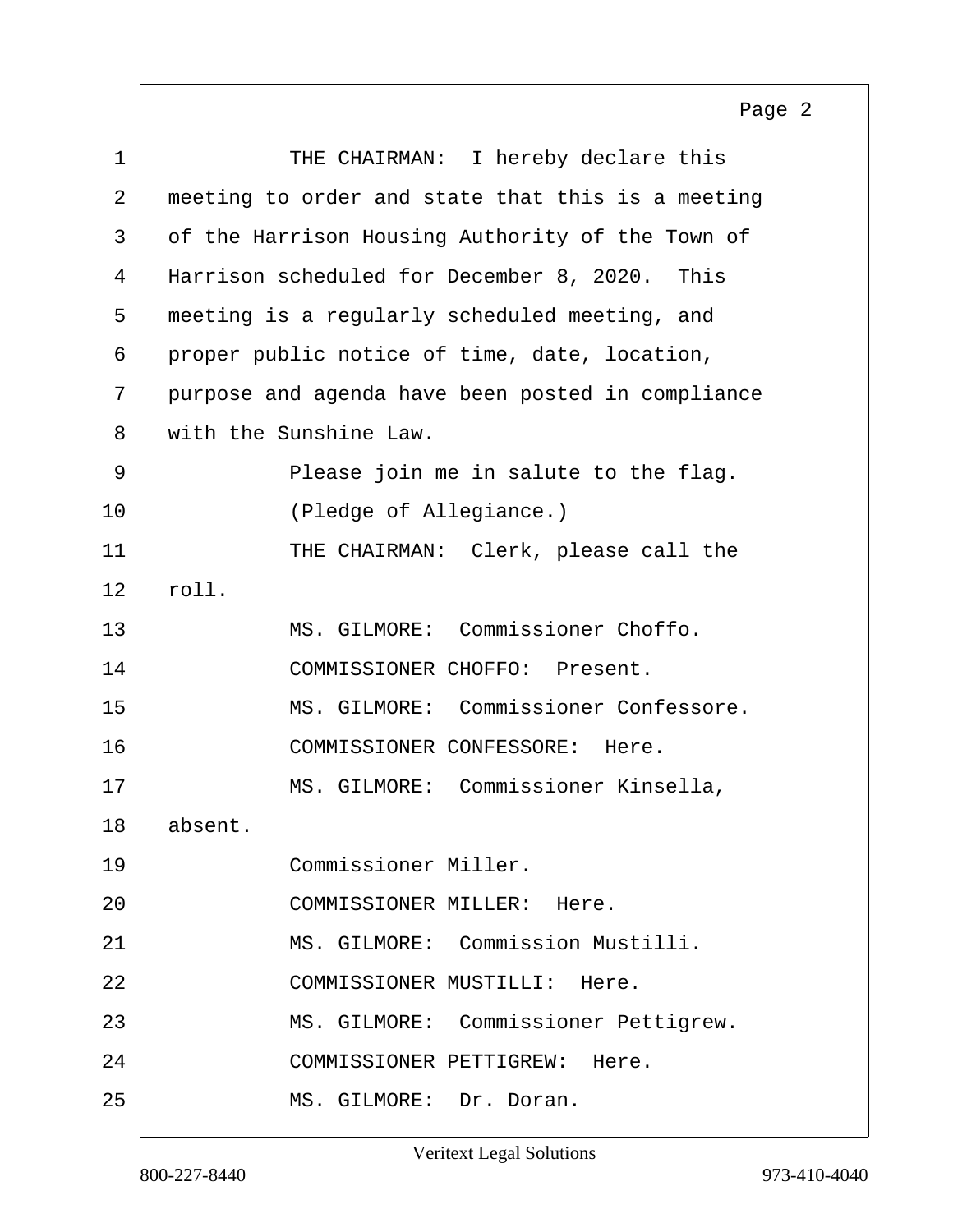THE CHAIRMAN: I hereby declare this meeting to order and state that this is a meeting of the Harrison Housing Authority of the Town of Harrison scheduled for December 8, 2020. This meeting is a regularly scheduled meeting, and proper public notice of time, date, location, purpose and agenda have been posted in compliance with the Sunshine Law.

Please join me in salute to the flag.

(Pledge of Allegiance.)

THE CHAIRMAN: Clerk, please call the roll.

MS. GILMORE: Commissioner Choffo.

COMMISSIONER CHOFFO: Present.

MS. GILMORE: Commissioner Confessore.

COMMISSIONER CONFESSORE: Here.

MS. GILMORE: Commissioner Kinsella, absent.

Commissioner Miller.

COMMISSIONER MILLER: Here.

MS. GILMORE: Commission Mustilli.

COMMISSIONER MUSTILLI: Here.

MS. GILMORE: Commissioner Pettigrew.

COMMISSIONER PETTIGREW: Here.

MS. GILMORE: Dr. Doran.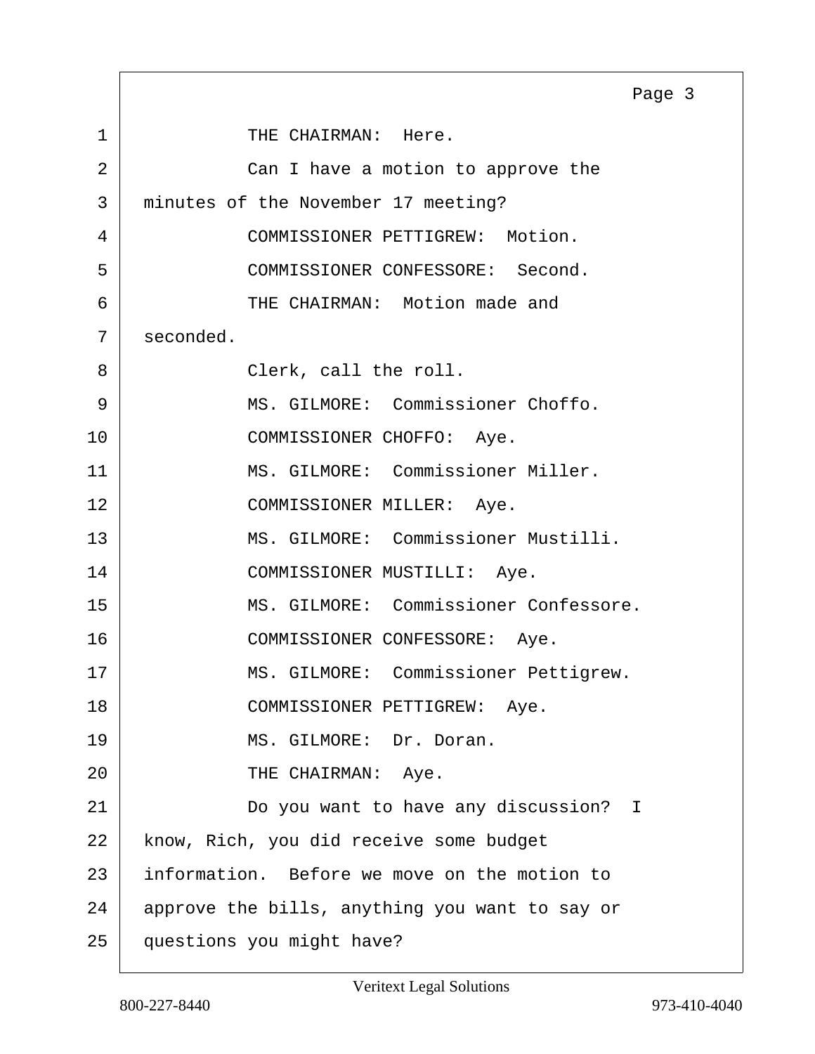THE CHAIRMAN: Here.

Can I have a motion to approve the minutes of the November 17 meeting?

COMMISSIONER PETTIGREW: Motion.

COMMISSIONER CONFESSORE: Second.

THE CHAIRMAN: Motion made and seconded.

Clerk, call the roll.

MS. GILMORE: Commissioner Choffo.

COMMISSIONER CHOFFO: Aye.

MS. GILMORE: Commissioner Miller.

COMMISSIONER MILLER: Aye.

MS. GILMORE: Commissioner Mustilli.

COMMISSIONER MUSTILLI: Aye.

MS. GILMORE: Commissioner Confessore.

COMMISSIONER CONFESSORE: Aye.

MS. GILMORE: Commissioner Pettigrew.

COMMISSIONER PETTIGREW: Aye.

MS. GILMORE: Dr. Doran.

THE CHAIRMAN: Aye.

Do you want to have any discussion? I know, Rich, you did receive some budget information. Before we move on the motion to approve the bills, anything you want to say or questions you might have?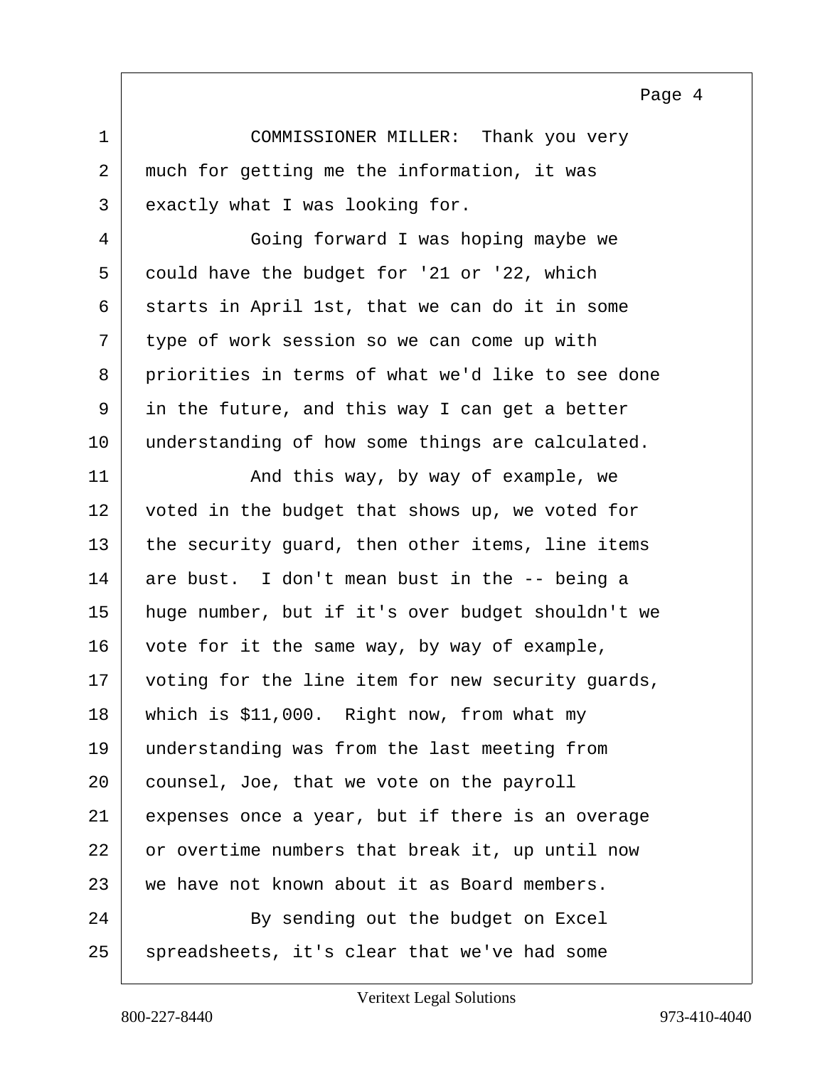COMMISSIONER MILLER: Thank you very much for getting me the information, it was exactly what I was looking for.

Going forward I was hoping maybe we could have the budget for '21 or '22, which starts in April 1st, that we can do it in some type of work session so we can come up with priorities in terms of what we'd like to see done in the future, and this way I can get a better understanding of how some things are calculated.

And this way, by way of example, we voted in the budget that shows up, we voted for the security guard, then other items, line items are bust. I don't mean bust in the -- being a huge number, but if it's over budget shouldn't we vote for it the same way, by way of example, voting for the line item for new security guards, which is $11,000. Right now, from what my understanding was from the last meeting from counsel, Joe, that we vote on the payroll expenses once a year, but if there is an overage or overtime numbers that break it, up until now we have not known about it as Board members.

By sending out the budget on Excel spreadsheets, it's clear that we've had some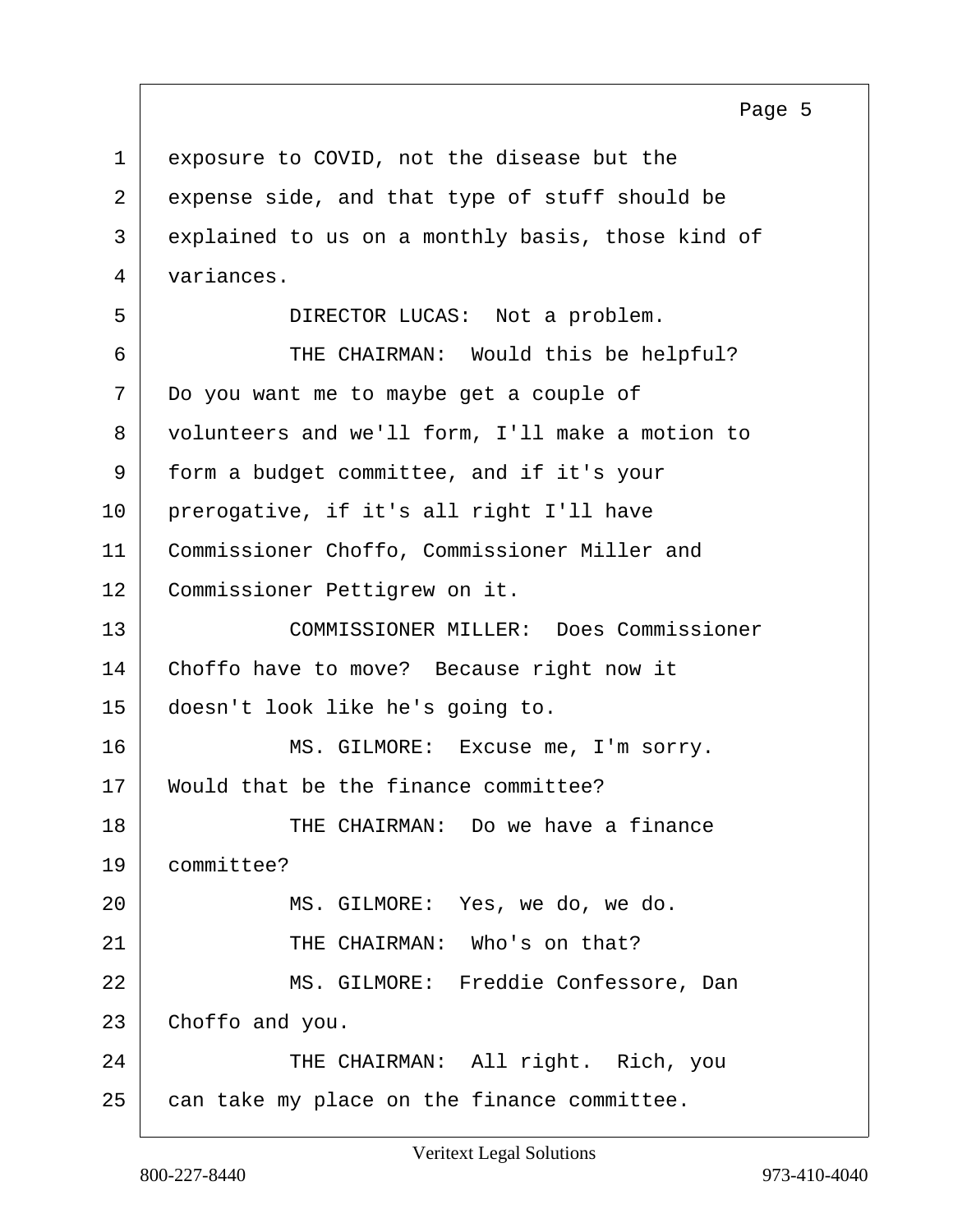exposure to COVID, not the disease but the expense side, and that type of stuff should be explained to us on a monthly basis, those kind of variances.

DIRECTOR LUCAS: Not a problem.

THE CHAIRMAN: Would this be helpful? Do you want me to maybe get a couple of volunteers and we'll form, I'll make a motion to form a budget committee, and if it's your prerogative, if it's all right I'll have Commissioner Choffo, Commissioner Miller and Commissioner Pettigrew on it.

COMMISSIONER MILLER: Does Commissioner Choffo have to move? Because right now it doesn't look like he's going to.

MS. GILMORE: Excuse me, I'm sorry. Would that be the finance committee?

THE CHAIRMAN: Do we have a finance committee?

MS. GILMORE: Yes, we do, we do.

THE CHAIRMAN: Who's on that?

MS. GILMORE: Freddie Confessore, Dan Choffo and you.

THE CHAIRMAN: All right. Rich, you can take my place on the finance committee.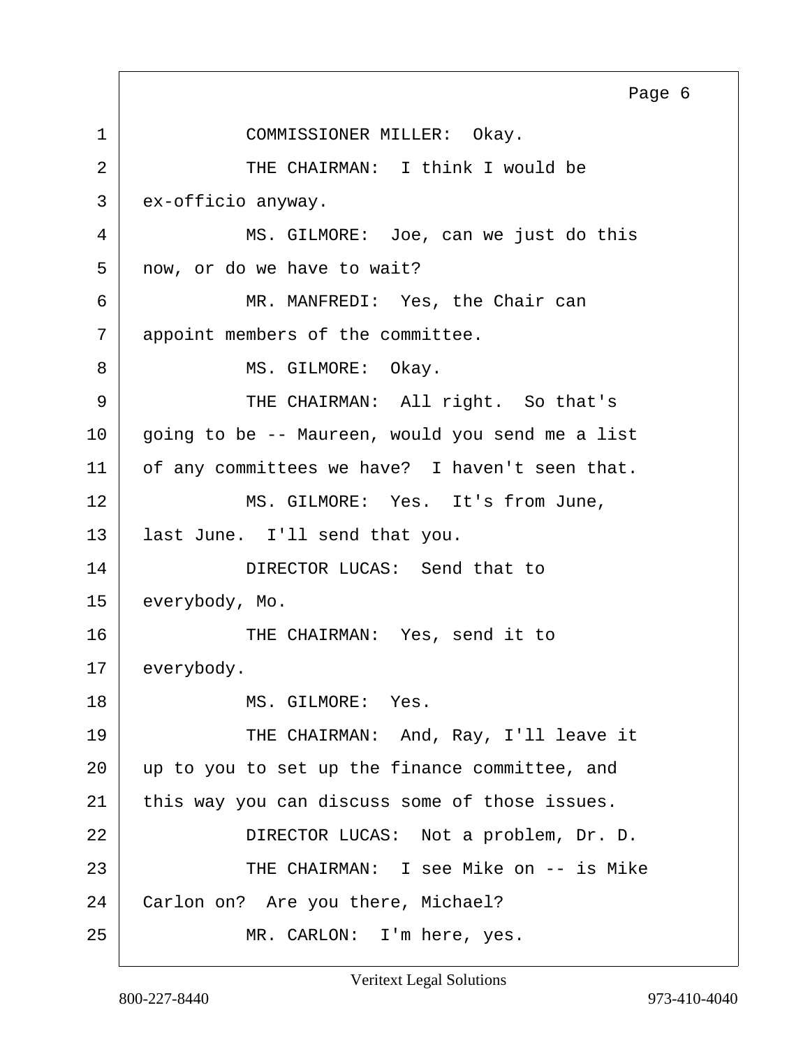1 COMMISSIONER MILLER: Okay.
2 THE CHAIRMAN: I think I would be
3 ex-officio anyway.
4 MS. GILMORE: Joe, can we just do this
5 now, or do we have to wait?
6 MR. MANFREDI: Yes, the Chair can
7 appoint members of the committee.
8 MS. GILMORE: Okay.
9 THE CHAIRMAN: All right. So that's
10 going to be -- Maureen, would you send me a list
11 of any committees we have? I haven't seen that.
12 MS. GILMORE: Yes. It's from June,
13 last June. I'll send that you.
14 DIRECTOR LUCAS: Send that to
15 everybody, Mo.
16 THE CHAIRMAN: Yes, send it to
17 everybody.
18 MS. GILMORE: Yes.
19 THE CHAIRMAN: And, Ray, I'll leave it
20 up to you to set up the finance committee, and
21 this way you can discuss some of those issues.
22 DIRECTOR LUCAS: Not a problem, Dr. D.
23 THE CHAIRMAN: I see Mike on -- is Mike
24 Carlon on? Are you there, Michael?
25 MR. CARLON: I'm here, yes.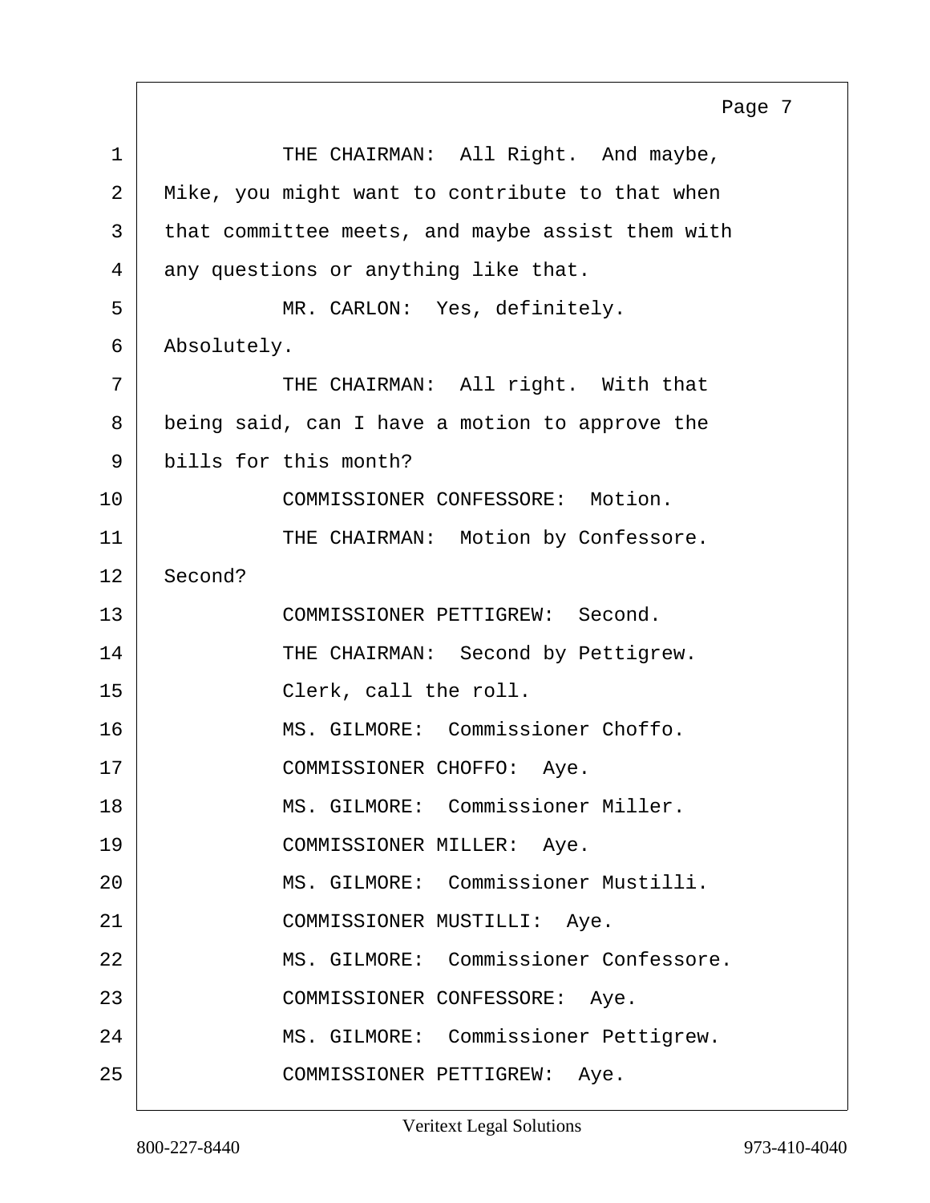THE CHAIRMAN: All Right. And maybe, Mike, you might want to contribute to that when that committee meets, and maybe assist them with any questions or anything like that.

MR. CARLON: Yes, definitely. Absolutely.

THE CHAIRMAN: All right. With that being said, can I have a motion to approve the bills for this month?

COMMISSIONER CONFESSORE: Motion.

THE CHAIRMAN: Motion by Confessore. Second?

COMMISSIONER PETTIGREW: Second.

THE CHAIRMAN: Second by Pettigrew. Clerk, call the roll.

MS. GILMORE: Commissioner Choffo.

COMMISSIONER CHOFFO: Aye.

MS. GILMORE: Commissioner Miller.

COMMISSIONER MILLER: Aye.

MS. GILMORE: Commissioner Mustilli.

COMMISSIONER MUSTILLI: Aye.

MS. GILMORE: Commissioner Confessore.

COMMISSIONER CONFESSORE: Aye.

MS. GILMORE: Commissioner Pettigrew.

COMMISSIONER PETTIGREW: Aye.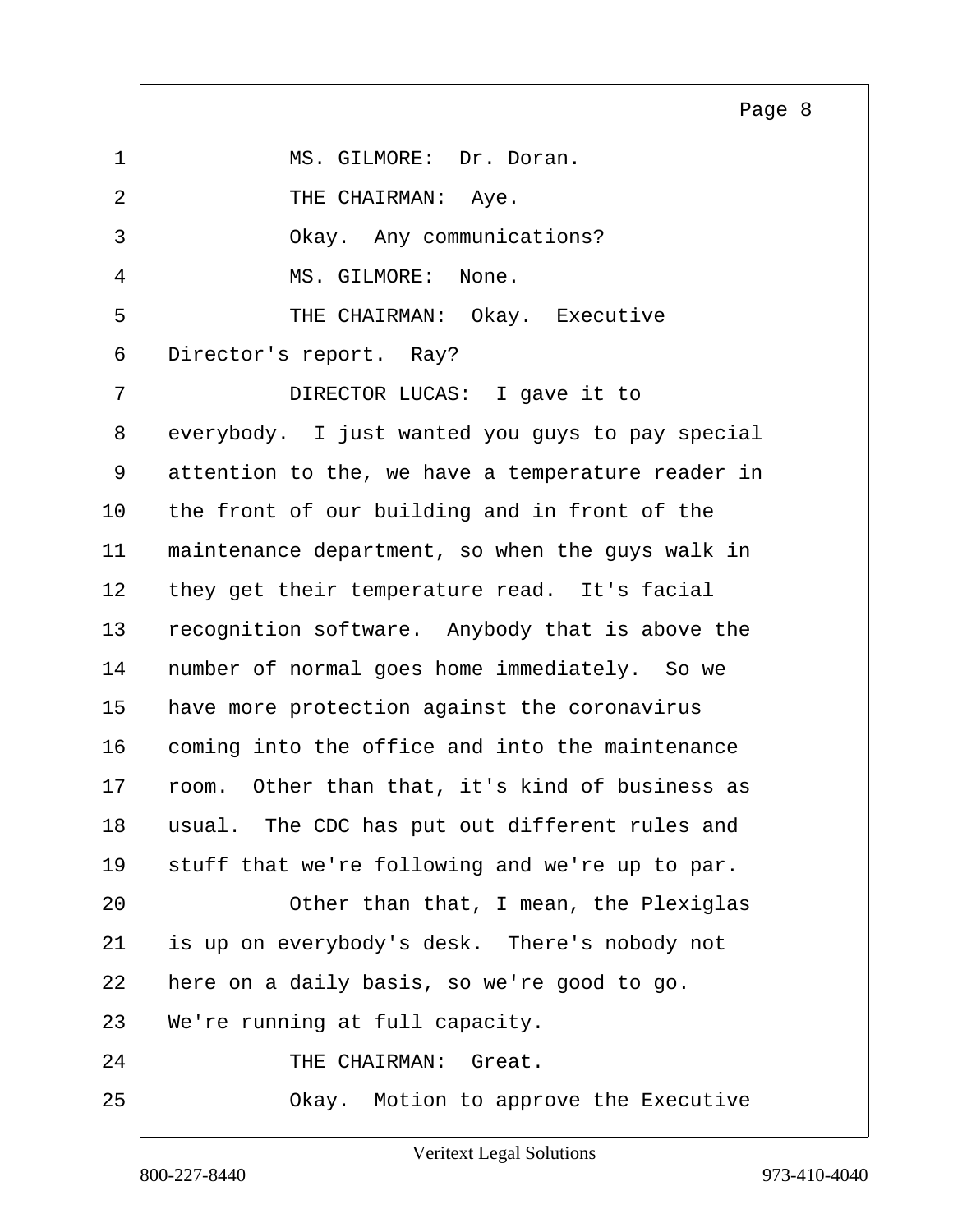1 MS. GILMORE: Dr. Doran.
2 THE CHAIRMAN: Aye.
3 Okay. Any communications?
4 MS. GILMORE: None.
5 THE CHAIRMAN: Okay. Executive
6 Director's report. Ray?
7 DIRECTOR LUCAS: I gave it to
8 everybody. I just wanted you guys to pay special
9 attention to the, we have a temperature reader in
10 the front of our building and in front of the
11 maintenance department, so when the guys walk in
12 they get their temperature read. It's facial
13 recognition software. Anybody that is above the
14 number of normal goes home immediately. So we
15 have more protection against the coronavirus
16 coming into the office and into the maintenance
17 room. Other than that, it's kind of business as
18 usual. The CDC has put out different rules and
19 stuff that we're following and we're up to par.
20 Other than that, I mean, the Plexiglas
21 is up on everybody's desk. There's nobody not
22 here on a daily basis, so we're good to go.
23 We're running at full capacity.
24 THE CHAIRMAN: Great.
25 Okay. Motion to approve the Executive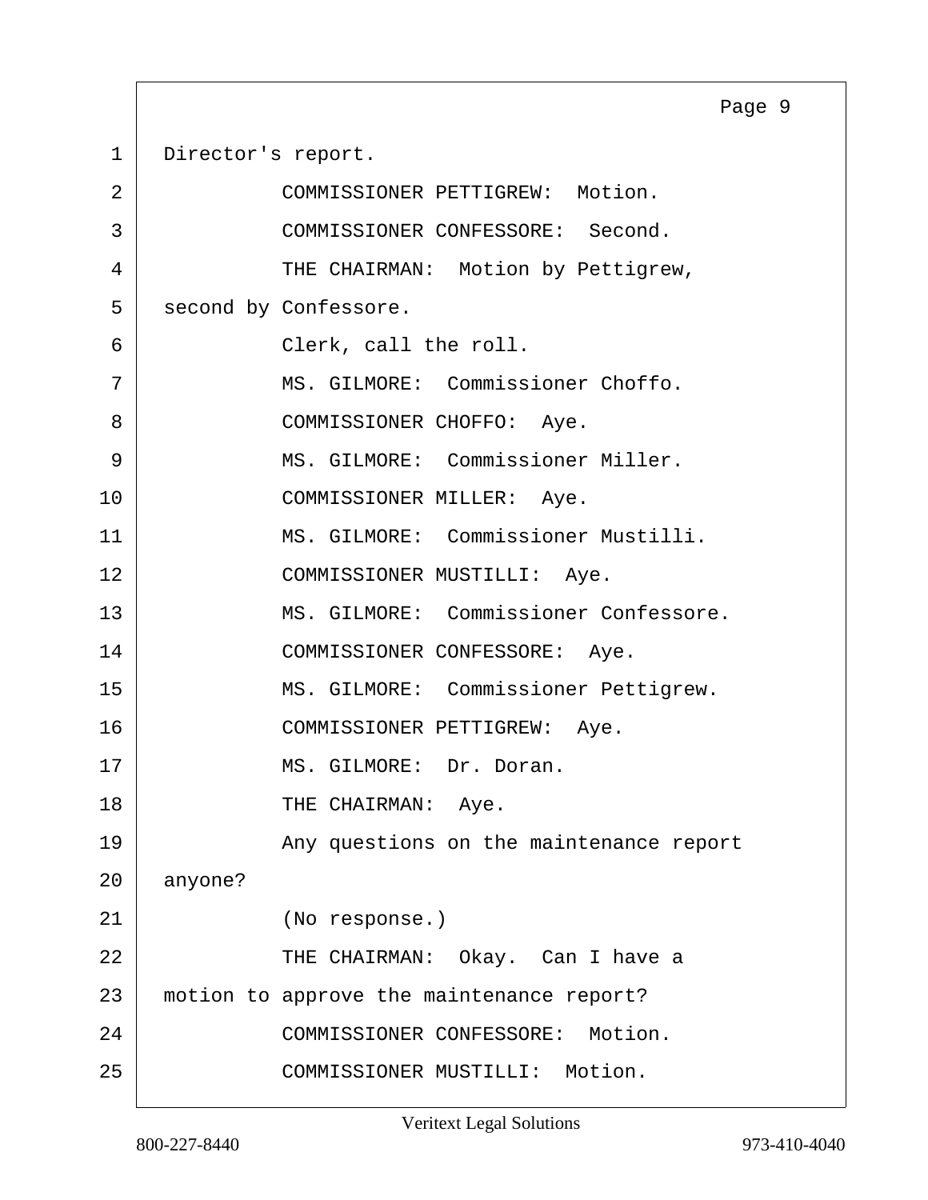Director's report.

COMMISSIONER PETTIGREW: Motion.

COMMISSIONER CONFESSORE: Second.

THE CHAIRMAN: Motion by Pettigrew, second by Confessore.

Clerk, call the roll.

MS. GILMORE: Commissioner Choffo.

COMMISSIONER CHOFFO: Aye.

MS. GILMORE: Commissioner Miller.

COMMISSIONER MILLER: Aye.

MS. GILMORE: Commissioner Mustilli.

COMMISSIONER MUSTILLI: Aye.

MS. GILMORE: Commissioner Confessore.

COMMISSIONER CONFESSORE: Aye.

MS. GILMORE: Commissioner Pettigrew.

COMMISSIONER PETTIGREW: Aye.

MS. GILMORE: Dr. Doran.

THE CHAIRMAN: Aye.

Any questions on the maintenance report anyone?

(No response.)

THE CHAIRMAN: Okay. Can I have a motion to approve the maintenance report?

COMMISSIONER CONFESSORE: Motion.

COMMISSIONER MUSTILLI: Motion.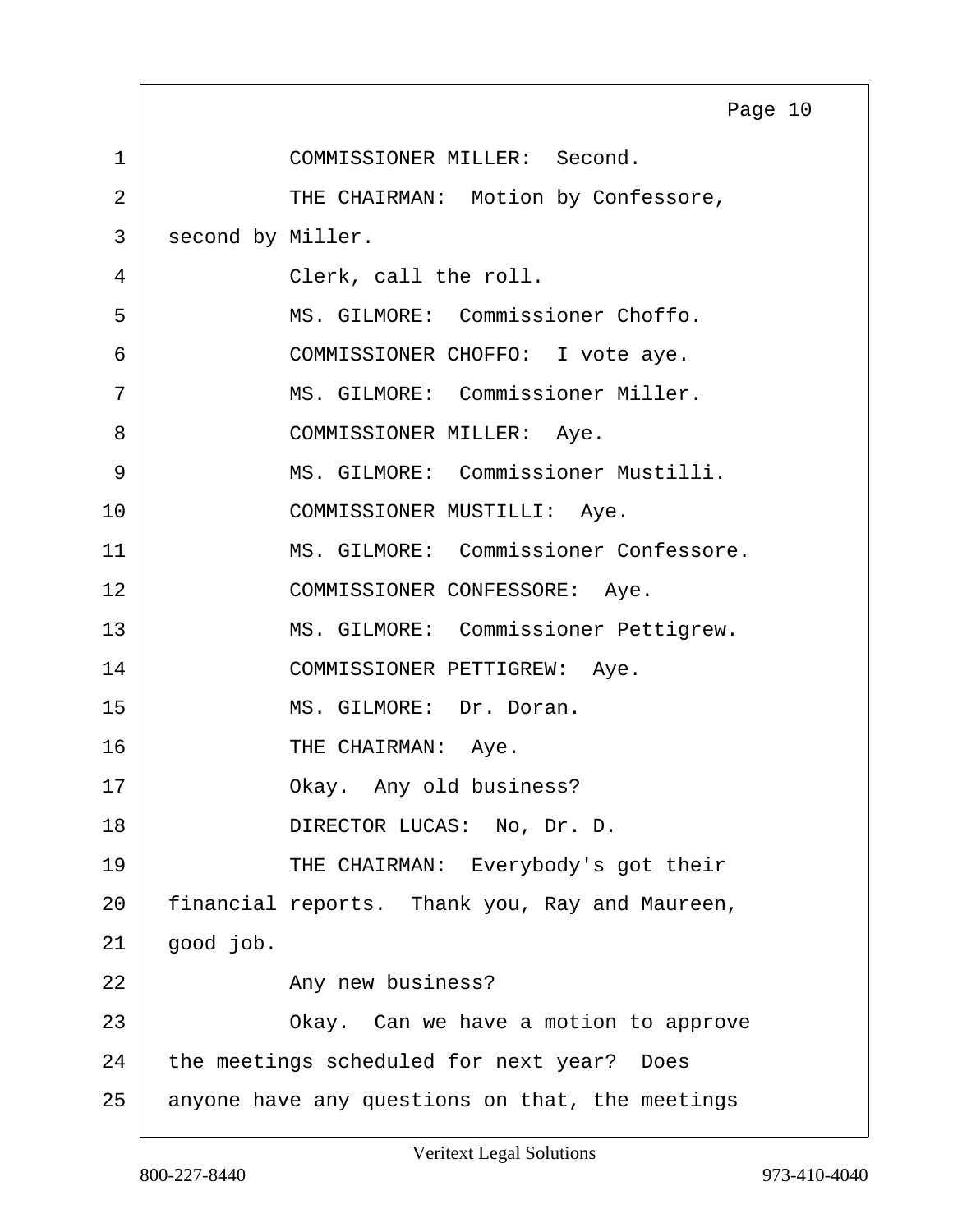COMMISSIONER MILLER: Second.

THE CHAIRMAN: Motion by Confessore, second by Miller.

Clerk, call the roll.

MS. GILMORE: Commissioner Choffo.

COMMISSIONER CHOFFO: I vote aye.

MS. GILMORE: Commissioner Miller.

COMMISSIONER MILLER: Aye.

MS. GILMORE: Commissioner Mustilli.

COMMISSIONER MUSTILLI: Aye.

MS. GILMORE: Commissioner Confessore.

COMMISSIONER CONFESSORE: Aye.

MS. GILMORE: Commissioner Pettigrew.

COMMISSIONER PETTIGREW: Aye.

MS. GILMORE: Dr. Doran.

THE CHAIRMAN: Aye.

Okay. Any old business?

DIRECTOR LUCAS: No, Dr. D.

THE CHAIRMAN: Everybody's got their financial reports. Thank you, Ray and Maureen, good job.

Any new business?

Okay. Can we have a motion to approve the meetings scheduled for next year? Does anyone have any questions on that, the meetings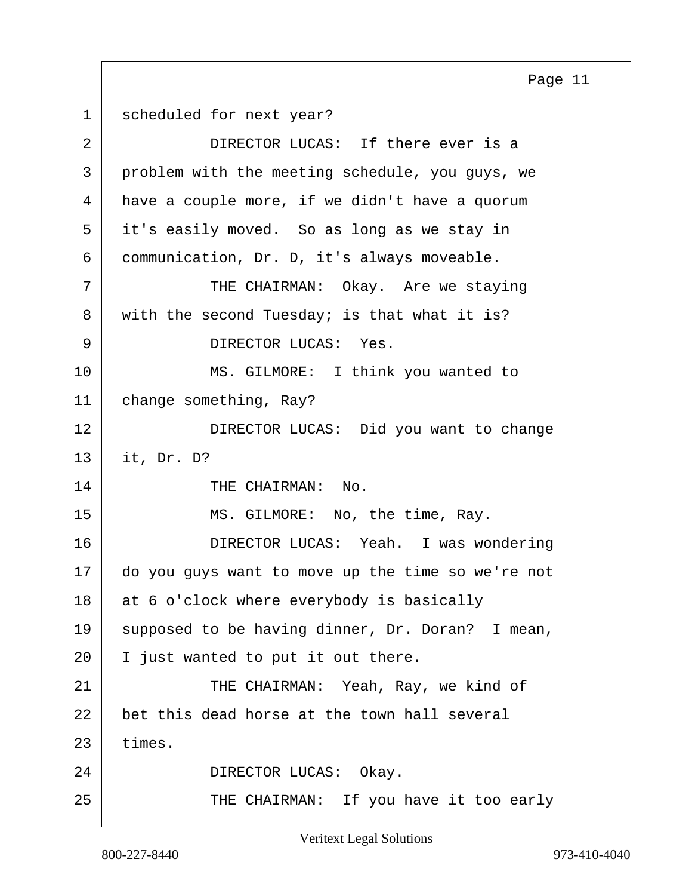scheduled for next year?

DIRECTOR LUCAS: If there ever is a problem with the meeting schedule, you guys, we have a couple more, if we didn't have a quorum it's easily moved. So as long as we stay in communication, Dr. D, it's always moveable.

THE CHAIRMAN: Okay. Are we staying with the second Tuesday; is that what it is?

DIRECTOR LUCAS: Yes.

MS. GILMORE: I think you wanted to change something, Ray?

DIRECTOR LUCAS: Did you want to change it, Dr. D?

THE CHAIRMAN: No.

MS. GILMORE: No, the time, Ray.

DIRECTOR LUCAS: Yeah. I was wondering do you guys want to move up the time so we're not at 6 o'clock where everybody is basically supposed to be having dinner, Dr. Doran? I mean, I just wanted to put it out there.

THE CHAIRMAN: Yeah, Ray, we kind of bet this dead horse at the town hall several times.

DIRECTOR LUCAS: Okay.

THE CHAIRMAN: If you have it too early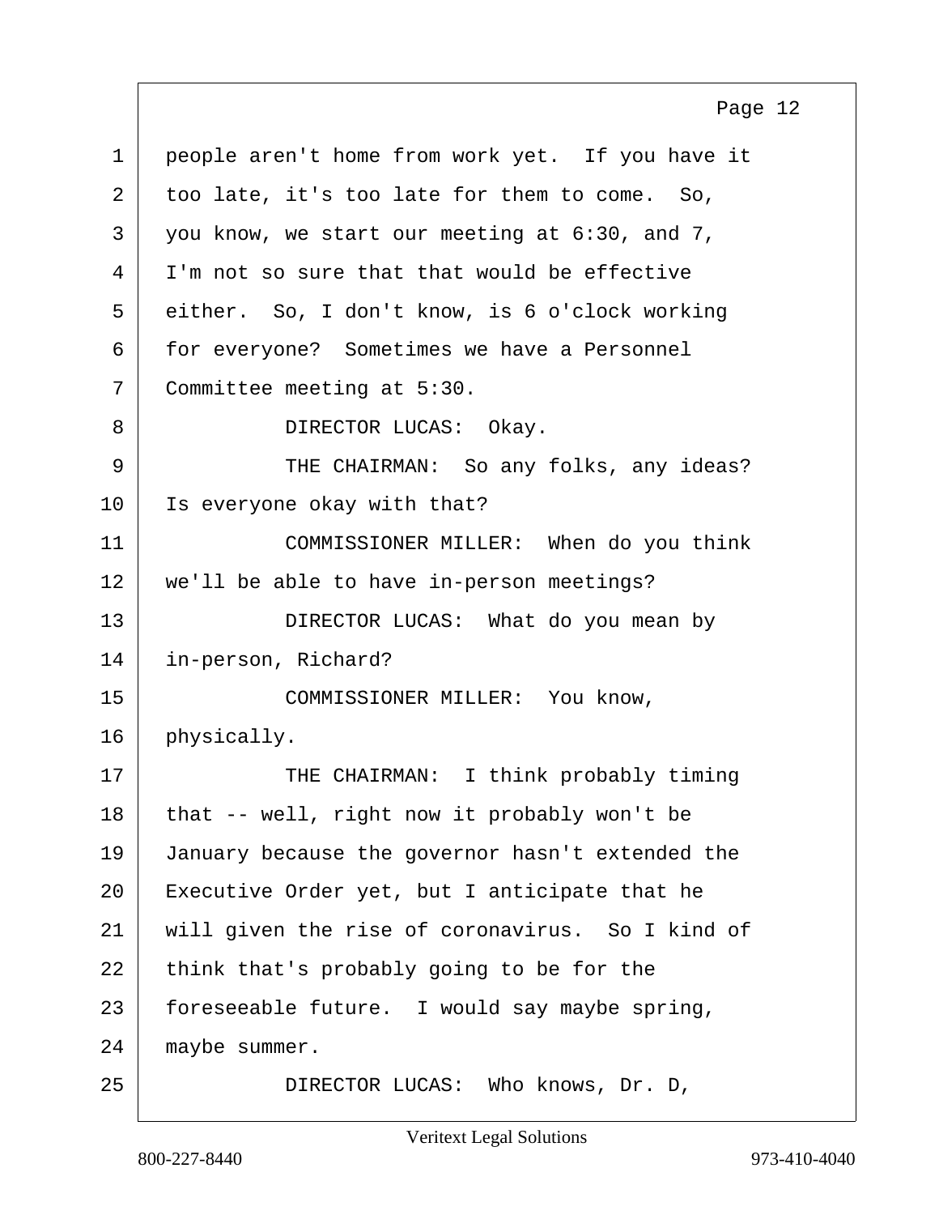people aren't home from work yet. If you have it too late, it's too late for them to come. So, you know, we start our meeting at 6:30, and 7, I'm not so sure that that would be effective either. So, I don't know, is 6 o'clock working for everyone? Sometimes we have a Personnel Committee meeting at 5:30.

DIRECTOR LUCAS: Okay.

THE CHAIRMAN: So any folks, any ideas? Is everyone okay with that?

COMMISSIONER MILLER: When do you think we'll be able to have in-person meetings?

DIRECTOR LUCAS: What do you mean by in-person, Richard?

COMMISSIONER MILLER: You know, physically.

THE CHAIRMAN: I think probably timing that -- well, right now it probably won't be January because the governor hasn't extended the Executive Order yet, but I anticipate that he will given the rise of coronavirus. So I kind of think that's probably going to be for the foreseeable future. I would say maybe spring, maybe summer.

DIRECTOR LUCAS: Who knows, Dr. D,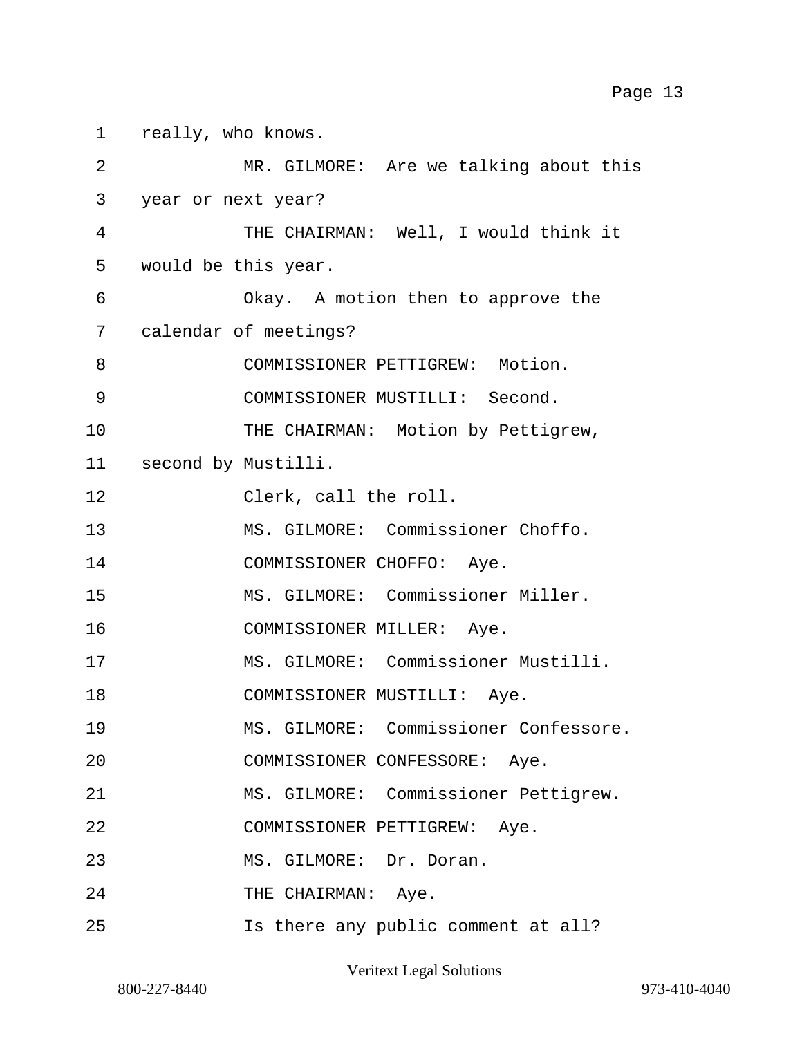really, who knows.

MR. GILMORE: Are we talking about this year or next year?

THE CHAIRMAN: Well, I would think it would be this year.

Okay. A motion then to approve the calendar of meetings?

COMMISSIONER PETTIGREW: Motion.

COMMISSIONER MUSTILLI: Second.

THE CHAIRMAN: Motion by Pettigrew, second by Mustilli.

Clerk, call the roll.

MS. GILMORE: Commissioner Choffo.

COMMISSIONER CHOFFO: Aye.

MS. GILMORE: Commissioner Miller.

COMMISSIONER MILLER: Aye.

MS. GILMORE: Commissioner Mustilli.

COMMISSIONER MUSTILLI: Aye.

MS. GILMORE: Commissioner Confessore.

COMMISSIONER CONFESSORE: Aye.

MS. GILMORE: Commissioner Pettigrew.

COMMISSIONER PETTIGREW: Aye.

MS. GILMORE: Dr. Doran.

THE CHAIRMAN: Aye.

Is there any public comment at all?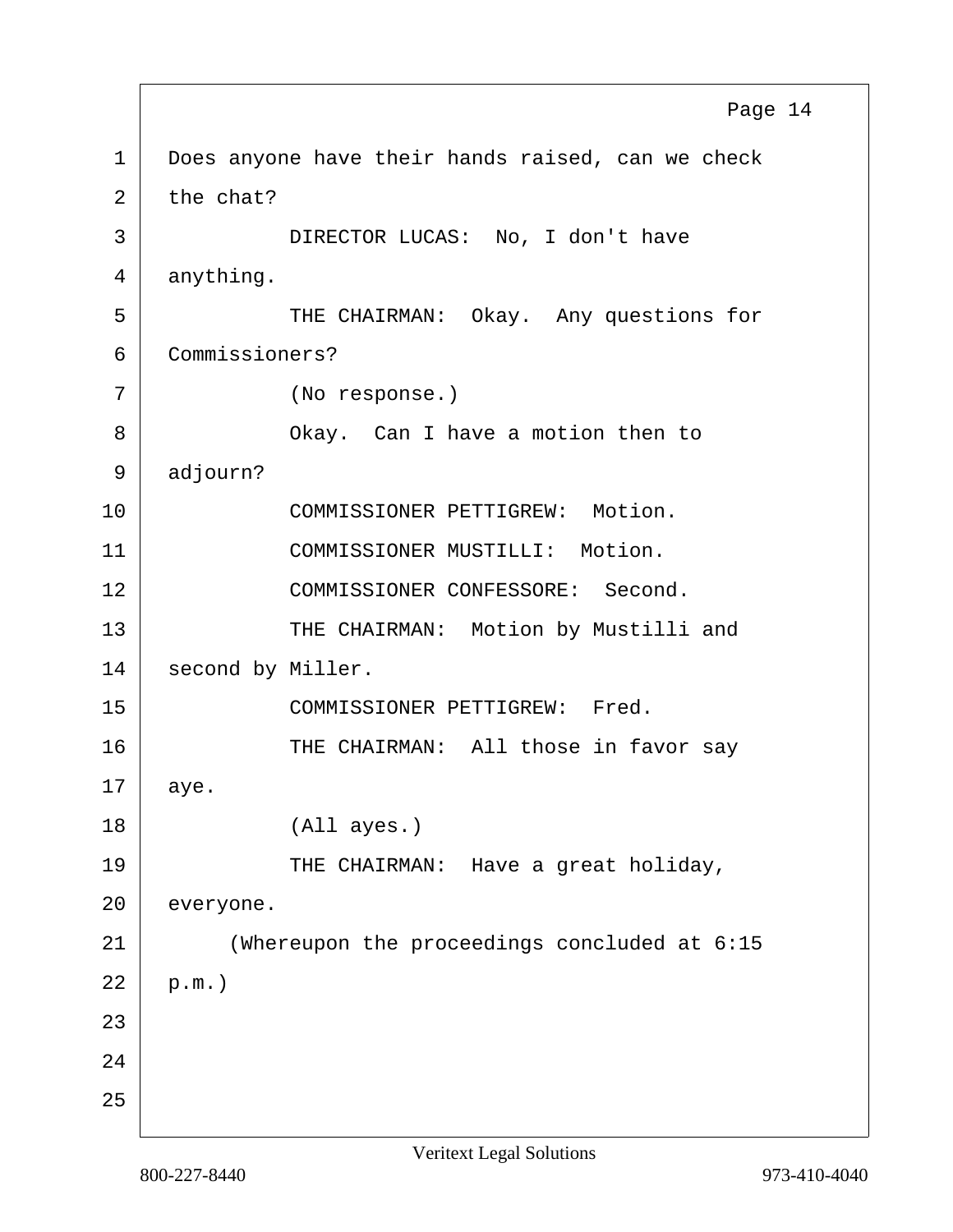Does anyone have their hands raised, can we check the chat?

DIRECTOR LUCAS: No, I don't have anything.

THE CHAIRMAN: Okay. Any questions for Commissioners?

(No response.)

Okay. Can I have a motion then to adjourn?

COMMISSIONER PETTIGREW: Motion.

COMMISSIONER MUSTILLI: Motion.

COMMISSIONER CONFESSORE: Second.

THE CHAIRMAN: Motion by Mustilli and second by Miller.

COMMISSIONER PETTIGREW: Fred.

THE CHAIRMAN: All those in favor say aye.

(All ayes.)

THE CHAIRMAN: Have a great holiday, everyone.

(Whereupon the proceedings concluded at 6:15 p.m.)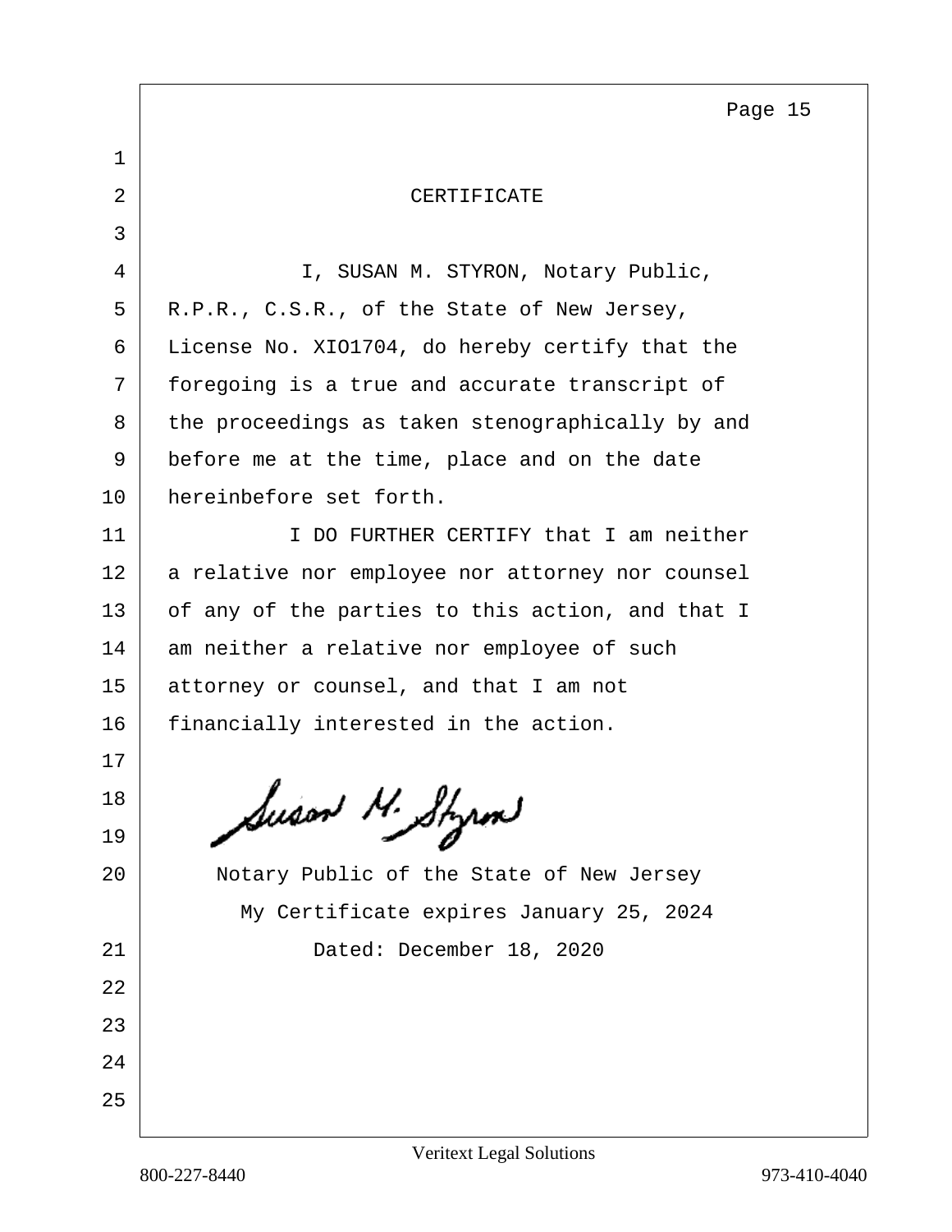## CERTIFICATE

I, SUSAN M. STYRON, Notary Public, R.P.R., C.S.R., of the State of New Jersey, License No. XIO1704, do hereby certify that the foregoing is a true and accurate transcript of the proceedings as taken stenographically by and before me at the time, place and on the date hereinbefore set forth.

I DO FURTHER CERTIFY that I am neither a relative nor employee nor attorney nor counsel of any of the parties to this action, and that I am neither a relative nor employee of such attorney or counsel, and that I am not financially interested in the action.

Susan M. Styron

Notary Public of the State of New Jersey

My Certificate expires January 25, 2024

Dated: December 18, 2020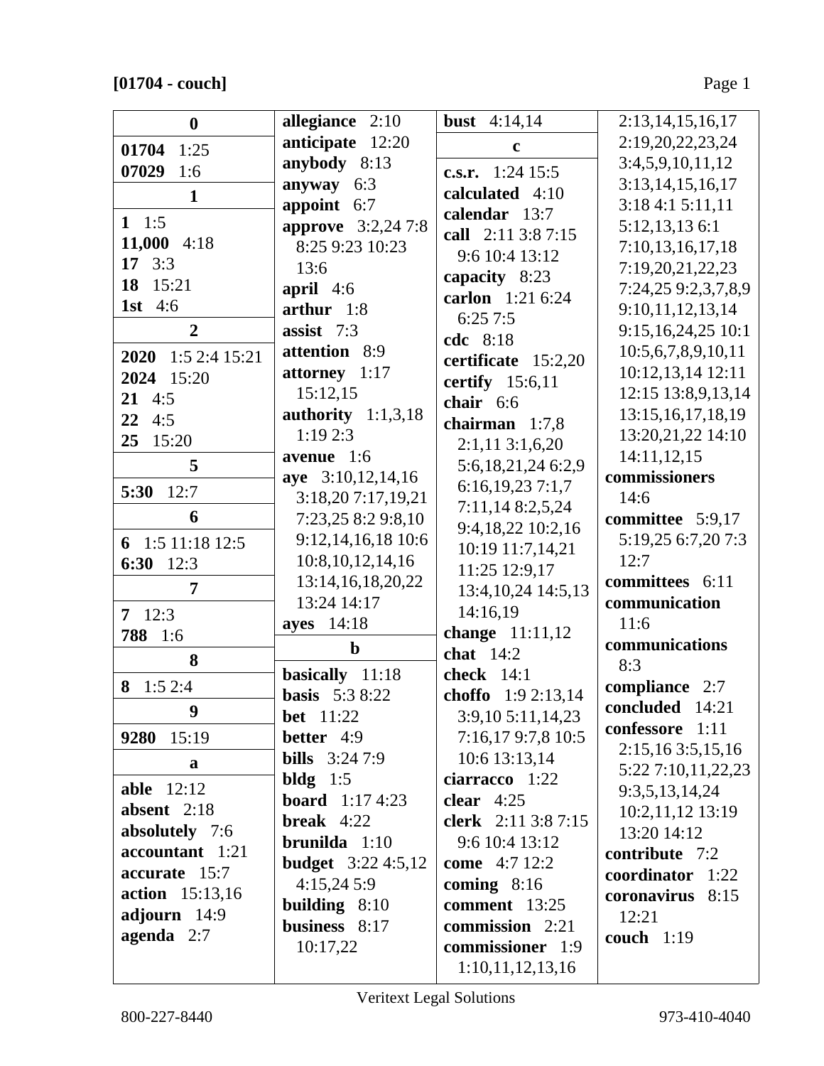**[01704 - couch]**

**0**

**01704** 1:25
**07029** 1:6

**1**

**1** 1:5
**11,000** 4:18
**17** 3:3
**18** 15:21
**1st** 4:6

**2**

**2020** 1:5 2:4 15:21
**2024** 15:20
**21** 4:5
**22** 4:5
**25** 15:20

**5**

**5:30** 12:7

**6**

**6** 1:5 11:18 12:5
**6:30** 12:3

**7**

**7** 12:3
**788** 1:6

**8**

**8** 1:5 2:4

**9**

**9280** 15:19

**a**

**able** 12:12
**absent** 2:18
**absolutely** 7:6
**accountant** 1:21
**accurate** 15:7
**action** 15:13,16
**adjourn** 14:9
**agenda** 2:7
**allegiance** 2:10
**anticipate** 12:20
**anybody** 8:13
**anyway** 6:3
**appoint** 6:7
**approve** 3:2,24 7:8 8:25 9:23 10:23 13:6
**april** 4:6
**arthur** 1:8
**assist** 7:3
**attention** 8:9
**attorney** 1:17 15:12,15
**authority** 1:1,3,18 1:19 2:3
**avenue** 1:6
**aye** 3:10,12,14,16 3:18,20 7:17,19,21 7:23,25 8:2 9:8,10 9:12,14,16,18 10:6 10:8,10,12,14,16 13:14,16,18,20,22 13:24 14:17
**ayes** 14:18

**b**

**basically** 11:18
**basis** 5:3 8:22
**bet** 11:22
**better** 4:9
**bills** 3:24 7:9
**bldg** 1:5
**board** 1:17 4:23
**break** 4:22
**brunilda** 1:10
**budget** 3:22 4:5,12 4:15,24 5:9
**building** 8:10
**business** 8:17 10:17,22
**bust** 4:14,14

**c**

**c.s.r.** 1:24 15:5
**calculated** 4:10
**calendar** 13:7
**call** 2:11 3:8 7:15 9:6 10:4 13:12
**capacity** 8:23
**carlon** 1:21 6:24 6:25 7:5
**cdc** 8:18
**certificate** 15:2,20
**certify** 15:6,11
**chair** 6:6
**chairman** 1:7,8 2:1,11 3:1,6,20 5:6,18,21,24 6:2,9 6:16,19,23 7:1,7 7:11,14 8:2,5,24 9:4,18,22 10:2,16 10:19 11:7,14,21 11:25 12:9,17 13:4,10,24 14:5,13 14:16,19
**change** 11:11,12
**chat** 14:2
**check** 14:1
**choffo** 1:9 2:13,14 3:9,10 5:11,14,23 7:16,17 9:7,8 10:5 10:6 13:13,14
**ciarracco** 1:22
**clear** 4:25
**clerk** 2:11 3:8 7:15 9:6 10:4 13:12
**come** 4:7 12:2
**coming** 8:16
**comment** 13:25
**commission** 2:21
**commissioner** 1:9 1:10,11,12,13,16 2:13,14,15,16,17 2:19,20,22,23,24 3:4,5,9,10,11,12 3:13,14,15,16,17 3:18 4:1 5:11,11 5:12,13,13 6:1 7:10,13,16,17,18 7:19,20,21,22,23 7:24,25 9:2,3,7,8,9 9:10,11,12,13,14 9:15,16,24,25 10:1 10:5,6,7,8,9,10,11 10:12,13,14 12:11 12:15 13:8,9,13,14 13:15,16,17,18,19 13:20,21,22 14:10 14:11,12,15
**commissioners** 14:6
**committee** 5:9,17 5:19,25 6:7,20 7:3 12:7
**committees** 6:11
**communication** 11:6
**communications** 8:3
**compliance** 2:7
**concluded** 14:21
**confessore** 1:11 2:15,16 3:5,15,16 5:22 7:10,11,22,23 9:3,5,13,14,24 10:2,11,12 13:19 13:20 14:12
**contribute** 7:2
**coordinator** 1:22
**coronavirus** 8:15 12:21
**couch** 1:19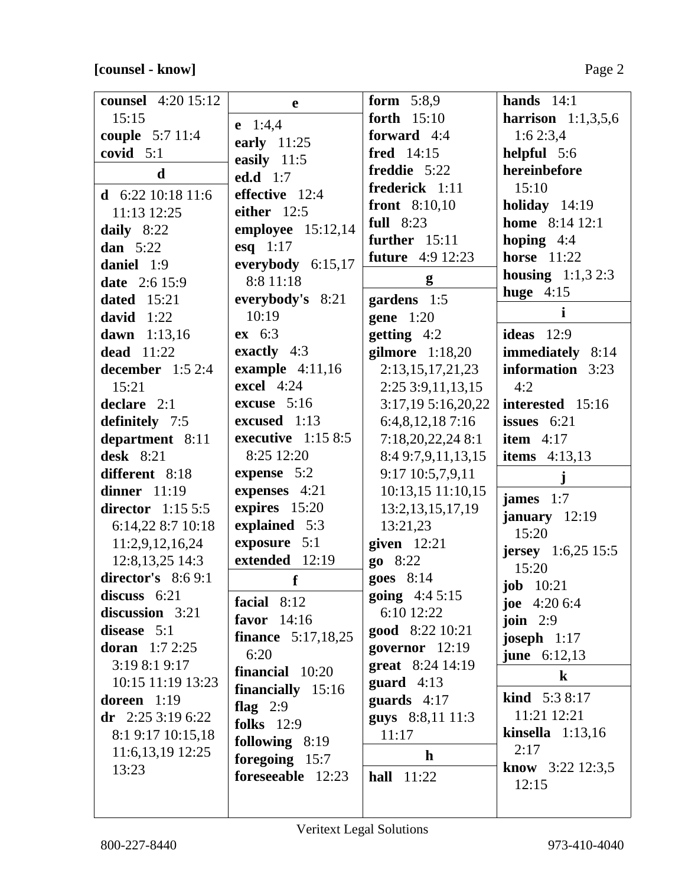**[counsel - know]**

**counsel** 4:20 15:12 15:15
**couple** 5:7 11:4
**covid** 5:1

**d**

**d** 6:22 10:18 11:6 11:13 12:25
**daily** 8:22
**dan** 5:22
**daniel** 1:9
**date** 2:6 15:9
**dated** 15:21
**david** 1:22
**dawn** 1:13,16
**dead** 11:22
**december** 1:5 2:4 15:21
**declare** 2:1
**definitely** 7:5
**department** 8:11
**desk** 8:21
**different** 8:18
**dinner** 11:19
**director** 1:15 5:5 6:14,22 8:7 10:18 11:2,9,12,16,24 12:8,13,25 14:3
**director's** 8:6 9:1
**discuss** 6:21
**discussion** 3:21
**disease** 5:1
**doran** 1:7 2:25 3:19 8:1 9:17 10:15 11:19 13:23
**doreen** 1:19
**dr** 2:25 3:19 6:22 8:1 9:17 10:15,18 11:6,13,19 12:25 13:23

**e**

**e** 1:4,4
**early** 11:25
**easily** 11:5
**ed.d** 1:7
**effective** 12:4
**either** 12:5
**employee** 15:12,14
**esq** 1:17
**everybody** 6:15,17 8:8 11:18
**everybody's** 8:21 10:19
**ex** 6:3
**exactly** 4:3
**example** 4:11,16
**excel** 4:24
**excuse** 5:16
**excused** 1:13
**executive** 1:15 8:5 8:25 12:20
**expense** 5:2
**expenses** 4:21
**expires** 15:20
**explained** 5:3
**exposure** 5:1
**extended** 12:19

**f**

**facial** 8:12
**favor** 14:16
**finance** 5:17,18,25 6:20
**financial** 10:20
**financially** 15:16
**flag** 2:9
**folks** 12:9
**following** 8:19
**foregoing** 15:7
**foreseeable** 12:23
**form** 5:8,9
**forth** 15:10
**forward** 4:4
**fred** 14:15
**freddie** 5:22
**frederick** 1:11
**front** 8:10,10
**full** 8:23
**further** 15:11
**future** 4:9 12:23

**g**

**gardens** 1:5
**gene** 1:20
**getting** 4:2
**gilmore** 1:18,20 2:13,15,17,21,23 2:25 3:9,11,13,15 3:17,19 5:16,20,22 6:4,8,12,18 7:16 7:18,20,22,24 8:1 8:4 9:7,9,11,13,15 9:17 10:5,7,9,11 10:13,15 11:10,15 13:2,13,15,17,19 13:21,23
**given** 12:21
**go** 8:22
**goes** 8:14
**going** 4:4 5:15 6:10 12:22
**good** 8:22 10:21
**governor** 12:19
**great** 8:24 14:19
**guard** 4:13
**guards** 4:17
**guys** 8:8,11 11:3 11:17

**h**

**hall** 11:22
**hands** 14:1
**harrison** 1:1,3,5,6 1:6 2:3,4
**helpful** 5:6
**hereinbefore** 15:10
**holiday** 14:19
**home** 8:14 12:1
**hoping** 4:4
**horse** 11:22
**housing** 1:1,3 2:3
**huge** 4:15

**i**

**ideas** 12:9
**immediately** 8:14
**information** 3:23 4:2
**interested** 15:16
**issues** 6:21
**item** 4:17
**items** 4:13,13

**j**

**james** 1:7
**january** 12:19 15:20
**jersey** 1:6,25 15:5 15:20
**job** 10:21
**joe** 4:20 6:4
**join** 2:9
**joseph** 1:17
**june** 6:12,13

**k**

**kind** 5:3 8:17 11:21 12:21
**kinsella** 1:13,16 2:17
**know** 3:22 12:3,5 12:15

Veritext Legal Solutions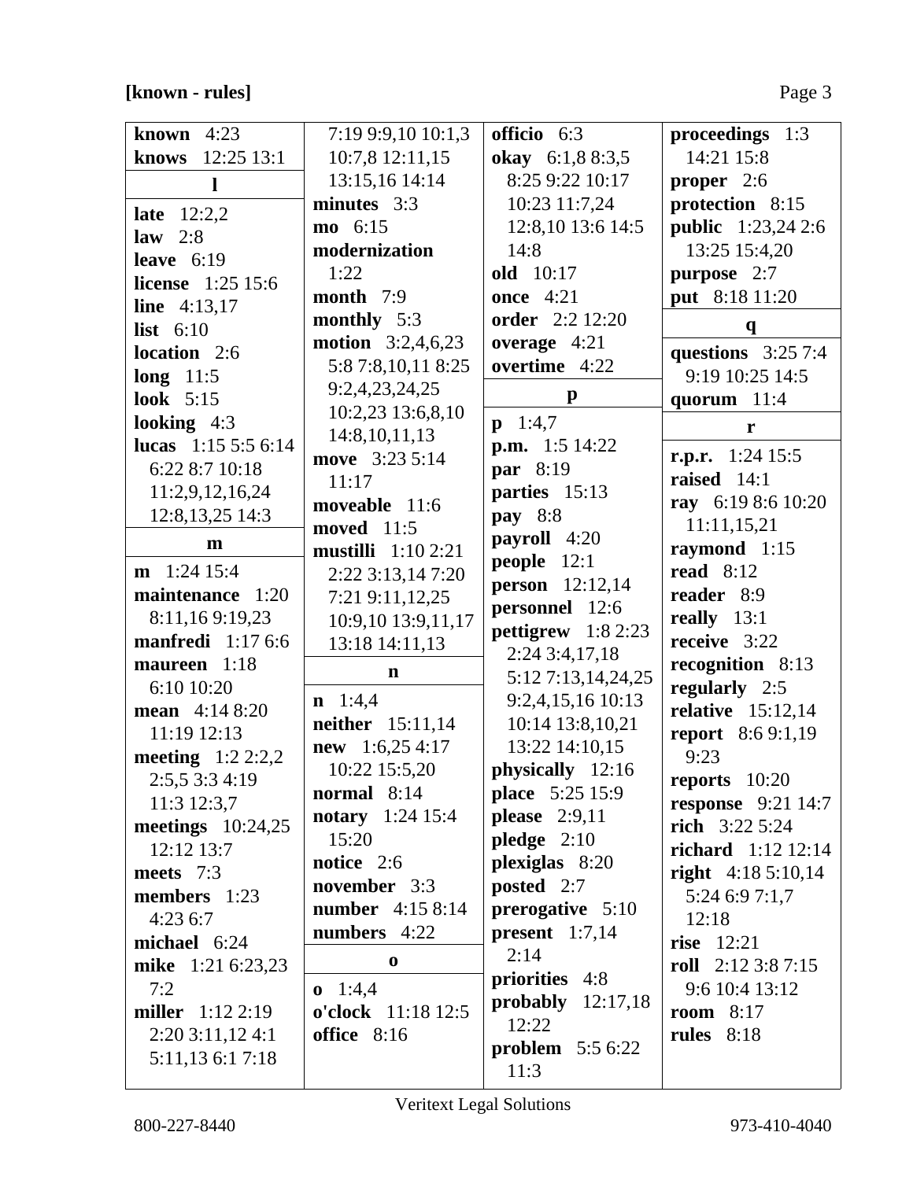**[known - rules]**

**known** 4:23
**knows** 12:25 13:1

**l**

**late** 12:2,2
**law** 2:8
**leave** 6:19
**license** 1:25 15:6
**line** 4:13,17
**list** 6:10
**location** 2:6
**long** 11:5
**look** 5:15
**looking** 4:3
**lucas** 1:15 5:5 6:14 6:22 8:7 10:18 11:2,9,12,16,24 12:8,13,25 14:3

**m**

**m** 1:24 15:4
**maintenance** 1:20 8:11,16 9:19,23
**manfredi** 1:17 6:6
**maureen** 1:18 6:10 10:20
**mean** 4:14 8:20 11:19 12:13
**meeting** 1:2 2:2,2 2:5,5 3:3 4:19 11:3 12:3,7
**meetings** 10:24,25 12:12 13:7
**meets** 7:3
**members** 1:23 4:23 6:7
**michael** 6:24
**mike** 1:21 6:23,23 7:2
**miller** 1:12 2:19 2:20 3:11,12 4:1 5:11,13 6:1 7:18 7:19 9:9,10 10:1,3 10:7,8 12:11,15 13:15,16 14:14
**minutes** 3:3
**mo** 6:15
**modernization** 1:22
**month** 7:9
**monthly** 5:3
**motion** 3:2,4,6,23 5:8 7:8,10,11 8:25 9:2,4,23,24,25 10:2,23 13:6,8,10 14:8,10,11,13
**move** 3:23 5:14 11:17
**moveable** 11:6
**moved** 11:5
**mustilli** 1:10 2:21 2:22 3:13,14 7:20 7:21 9:11,12,25 10:9,10 13:9,11,17 13:18 14:11,13

**n**

**n** 1:4,4
**neither** 15:11,14
**new** 1:6,25 4:17 10:22 15:5,20
**normal** 8:14
**notary** 1:24 15:4 15:20
**notice** 2:6
**november** 3:3
**number** 4:15 8:14
**numbers** 4:22

**o**

**o** 1:4,4
**o'clock** 11:18 12:5
**office** 8:16
**officio** 6:3
**okay** 6:1,8 8:3,5 8:25 9:22 10:17 10:23 11:7,24 12:8,10 13:6 14:5 14:8
**old** 10:17
**once** 4:21
**order** 2:2 12:20
**overage** 4:21
**overtime** 4:22

**p**

**p** 1:4,7
**p.m.** 1:5 14:22
**par** 8:19
**parties** 15:13
**pay** 8:8
**payroll** 4:20
**people** 12:1
**person** 12:12,14
**personnel** 12:6
**pettigrew** 1:8 2:23 2:24 3:4,17,18 5:12 7:13,14,24,25 9:2,4,15,16 10:13 10:14 13:8,10,21 13:22 14:10,15
**physically** 12:16
**place** 5:25 15:9
**please** 2:9,11
**pledge** 2:10
**plexiglas** 8:20
**posted** 2:7
**prerogative** 5:10
**present** 1:7,14 2:14
**priorities** 4:8
**probably** 12:17,18 12:22
**problem** 5:5 6:22 11:3
**proceedings** 1:3 14:21 15:8
**proper** 2:6
**protection** 8:15
**public** 1:23,24 2:6 13:25 15:4,20
**purpose** 2:7
**put** 8:18 11:20

**q**

**questions** 3:25 7:4 9:19 10:25 14:5
**quorum** 11:4

**r**

**r.p.r.** 1:24 15:5
**raised** 14:1
**ray** 6:19 8:6 10:20 11:11,15,21
**raymond** 1:15
**read** 8:12
**reader** 8:9
**really** 13:1
**receive** 3:22
**recognition** 8:13
**regularly** 2:5
**relative** 15:12,14
**report** 8:6 9:1,19 9:23
**reports** 10:20
**response** 9:21 14:7
**rich** 3:22 5:24
**richard** 1:12 12:14
**right** 4:18 5:10,14 5:24 6:9 7:1,7 12:18
**rise** 12:21
**roll** 2:12 3:8 7:15 9:6 10:4 13:12
**room** 8:17
**rules** 8:18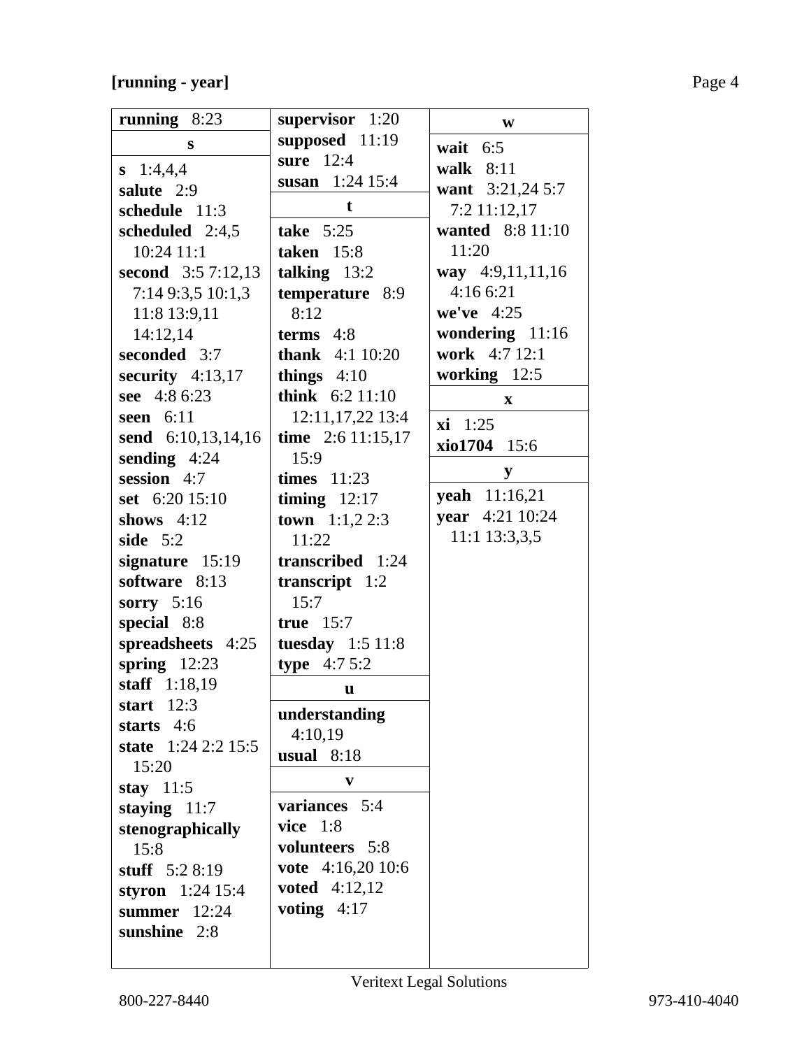**[running - year]**

**running** 8:23

**s**

**s** 1:4,4,4
**salute** 2:9
**schedule** 11:3
**scheduled** 2:4,5 10:24 11:1
**second** 3:5 7:12,13 7:14 9:3,5 10:1,3 11:8 13:9,11 14:12,14
**seconded** 3:7
**security** 4:13,17
**see** 4:8 6:23
**seen** 6:11
**send** 6:10,13,14,16
**sending** 4:24
**session** 4:7
**set** 6:20 15:10
**shows** 4:12
**side** 5:2
**signature** 15:19
**software** 8:13
**sorry** 5:16
**special** 8:8
**spreadsheets** 4:25
**spring** 12:23
**staff** 1:18,19
**start** 12:3
**starts** 4:6
**state** 1:24 2:2 15:5 15:20
**stay** 11:5
**staying** 11:7
**stenographically** 15:8
**stuff** 5:2 8:19
**styron** 1:24 15:4
**summer** 12:24
**sunshine** 2:8
**supervisor** 1:20
**supposed** 11:19
**sure** 12:4
**susan** 1:24 15:4

**t**

**take** 5:25
**taken** 15:8
**talking** 13:2
**temperature** 8:9 8:12
**terms** 4:8
**thank** 4:1 10:20
**things** 4:10
**think** 6:2 11:10 12:11,17,22 13:4
**time** 2:6 11:15,17 15:9
**times** 11:23
**timing** 12:17
**town** 1:1,2 2:3 11:22
**transcribed** 1:24
**transcript** 1:2 15:7
**true** 15:7
**tuesday** 1:5 11:8
**type** 4:7 5:2

**u**

**understanding** 4:10,19
**usual** 8:18

**v**

**variances** 5:4
**vice** 1:8
**volunteers** 5:8
**vote** 4:16,20 10:6
**voted** 4:12,12
**voting** 4:17

**w**

**wait** 6:5
**walk** 8:11
**want** 3:21,24 5:7 7:2 11:12,17
**wanted** 8:8 11:10 11:20
**way** 4:9,11,11,16 4:16 6:21
**we've** 4:25
**wondering** 11:16
**work** 4:7 12:1
**working** 12:5

**x**

**xi** 1:25
**xio1704** 15:6

**y**

**yeah** 11:16,21
**year** 4:21 10:24 11:1 13:3,3,5

Veritext Legal Solutions

800-227-8440 973-410-4040